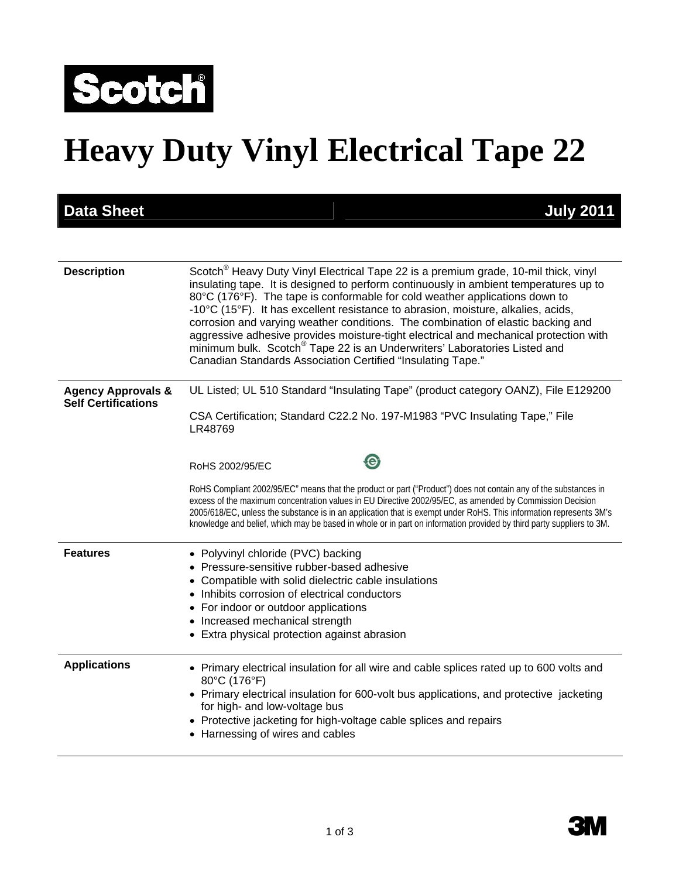Scotch®

# Heavy Duty Vinyl Electrical Tape 22

**Data Sheet** **July 2011**

---

**Description**

Scotch® Heavy Duty Vinyl Electrical Tape 22 is a premium grade, 10-mil thick, vinyl insulating tape. It is designed to perform continuously in ambient temperatures up to 80°C (176°F). The tape is conformable for cold weather applications down to -10°C (15°F). It has excellent resistance to abrasion, moisture, alkalies, acids, corrosion and varying weather conditions. The combination of elastic backing and aggressive adhesive provides moisture-tight electrical and mechanical protection with minimum bulk. Scotch® Tape 22 is an Underwriters' Laboratories Listed and Canadian Standards Association Certified "Insulating Tape."

---

**Agency Approvals & Self Certifications**

UL Listed; UL 510 Standard "Insulating Tape" (product category OANZ), File E129200

CSA Certification; Standard C22.2 No. 197-M1983 "PVC Insulating Tape," File LR48769

RoHS 2002/95/EC

RoHS Compliant 2002/95/EC" means that the product or part ("Product") does not contain any of the substances in excess of the maximum concentration values in EU Directive 2002/95/EC, as amended by Commission Decision 2005/618/EC, unless the substance is in an application that is exempt under RoHS. This information represents 3M's knowledge and belief, which may be based in whole or in part on information provided by third party suppliers to 3M.

---

**Features**

- Polyvinyl chloride (PVC) backing
- Pressure-sensitive rubber-based adhesive
- Compatible with solid dielectric cable insulations
- Inhibits corrosion of electrical conductors
- For indoor or outdoor applications
- Increased mechanical strength
- Extra physical protection against abrasion

---

**Applications**

- Primary electrical insulation for all wire and cable splices rated up to 600 volts and 80°C (176°F)
- Primary electrical insulation for 600-volt bus applications, and protective jacketing for high- and low-voltage bus
- Protective jacketing for high-voltage cable splices and repairs
- Harnessing of wires and cables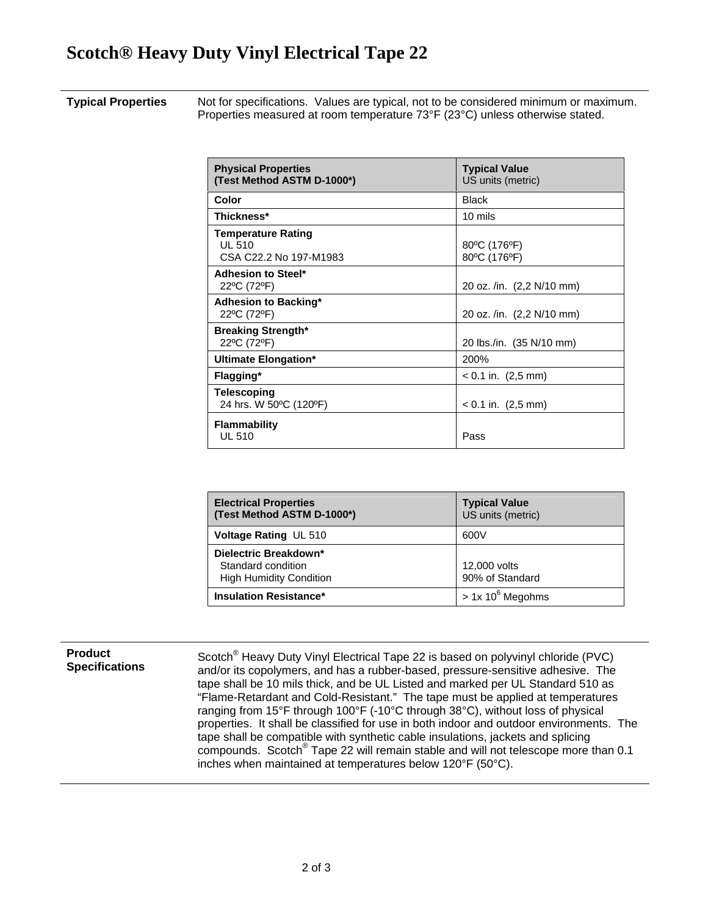# Scotch® Heavy Duty Vinyl Electrical Tape 22

**Typical Properties**

Not for specifications. Values are typical, not to be considered minimum or maximum. Properties measured at room temperature 73°F (23°C) unless otherwise stated.

| **Physical Properties (Test Method ASTM D-1000*)** | **Typical Value** US units (metric) |
|---|---|
| **Color** | Black |
| **Thickness*** | 10 mils |
| **Temperature Rating** UL 510<br>CSA C22.2 No 197-M1983 | 80ºC (176ºF)<br>80ºC (176ºF) |
| **Adhesion to Steel*** 22ºC (72ºF) | 20 oz. /in. (2,2 N/10 mm) |
| **Adhesion to Backing*** 22ºC (72ºF) | 20 oz. /in. (2,2 N/10 mm) |
| **Breaking Strength*** 22ºC (72ºF) | 20 lbs./in. (35 N/10 mm) |
| **Ultimate Elongation*** | 200% |
| **Flagging*** | < 0.1 in. (2,5 mm) |
| **Telescoping** 24 hrs. W 50ºC (120ºF) | < 0.1 in. (2,5 mm) |
| **Flammability** UL 510 | Pass |

| **Electrical Properties (Test Method ASTM D-1000*)** | **Typical Value** US units (metric) |
|---|---|
| **Voltage Rating** UL 510 | 600V |
| **Dielectric Breakdown*** Standard condition<br>High Humidity Condition | 12,000 volts<br>90% of Standard |
| **Insulation Resistance*** | > 1x $10^6$ Megohms |

**Product Specifications**

Scotch® Heavy Duty Vinyl Electrical Tape 22 is based on polyvinyl chloride (PVC) and/or its copolymers, and has a rubber-based, pressure-sensitive adhesive. The tape shall be 10 mils thick, and be UL Listed and marked per UL Standard 510 as "Flame-Retardant and Cold-Resistant." The tape must be applied at temperatures ranging from 15°F through 100°F (-10°C through 38°C), without loss of physical properties. It shall be classified for use in both indoor and outdoor environments. The tape shall be compatible with synthetic cable insulations, jackets and splicing compounds. Scotch® Tape 22 will remain stable and will not telescope more than 0.1 inches when maintained at temperatures below 120°F (50°C).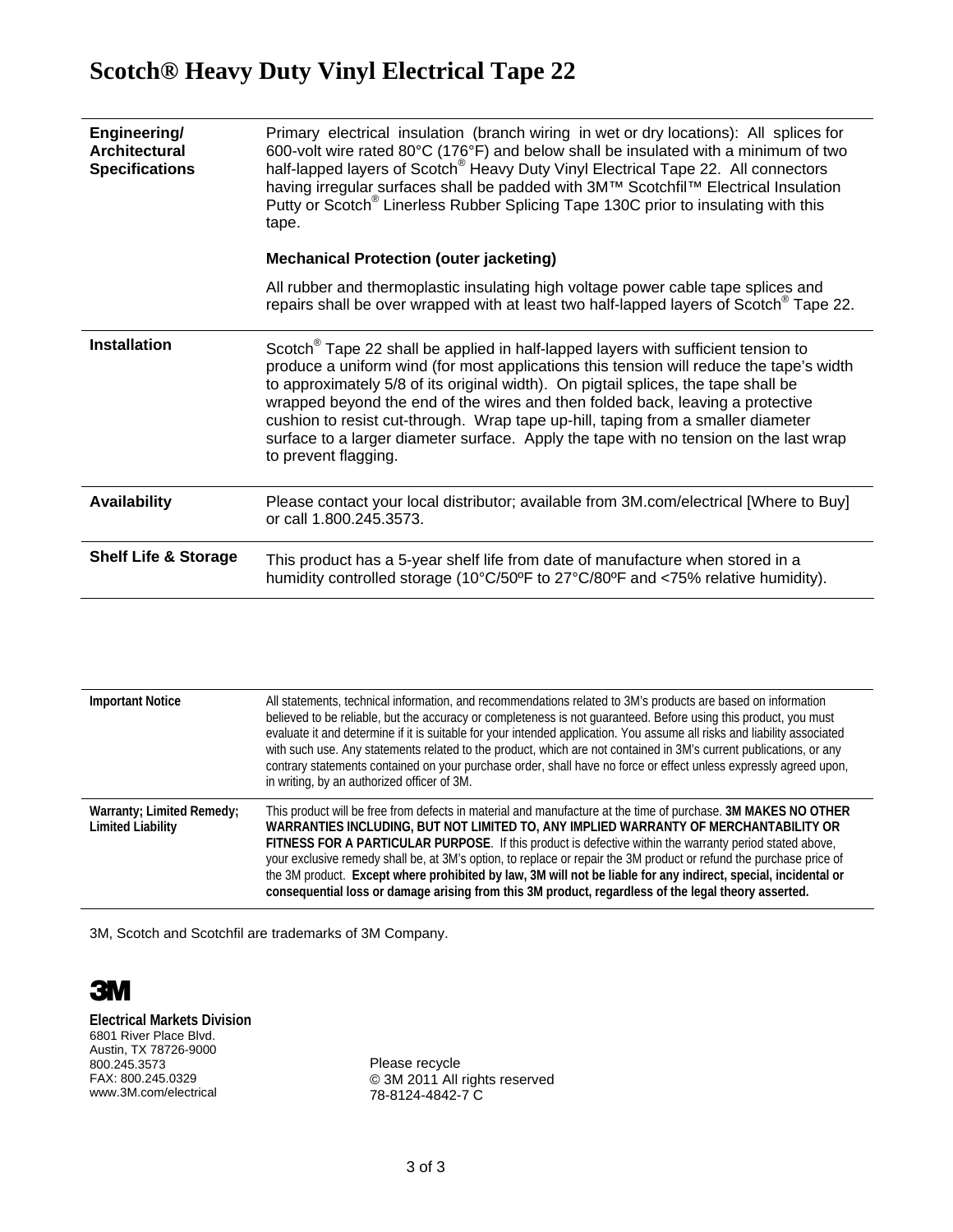# Scotch® Heavy Duty Vinyl Electrical Tape 22

| | |
|---|---|
| **Engineering/ Architectural Specifications** | Primary electrical insulation (branch wiring in wet or dry locations): All splices for 600-volt wire rated 80°C (176°F) and below shall be insulated with a minimum of two half-lapped layers of Scotch® Heavy Duty Vinyl Electrical Tape 22. All connectors having irregular surfaces shall be padded with 3M™ Scotchfil™ Electrical Insulation Putty or Scotch® Linerless Rubber Splicing Tape 130C prior to insulating with this tape.<br><br>**Mechanical Protection (outer jacketing)**<br><br>All rubber and thermoplastic insulating high voltage power cable tape splices and repairs shall be over wrapped with at least two half-lapped layers of Scotch® Tape 22. |
| **Installation** | Scotch® Tape 22 shall be applied in half-lapped layers with sufficient tension to produce a uniform wind (for most applications this tension will reduce the tape's width to approximately 5/8 of its original width). On pigtail splices, the tape shall be wrapped beyond the end of the wires and then folded back, leaving a protective cushion to resist cut-through. Wrap tape up-hill, taping from a smaller diameter surface to a larger diameter surface. Apply the tape with no tension on the last wrap to prevent flagging. |
| **Availability** | Please contact your local distributor; available from 3M.com/electrical [Where to Buy] or call 1.800.245.3573. |
| **Shelf Life & Storage** | This product has a 5-year shelf life from date of manufacture when stored in a humidity controlled storage (10°C/50ºF to 27°C/80ºF and <75% relative humidity). |

| | |
|---|---|
| **Important Notice** | All statements, technical information, and recommendations related to 3M's products are based on information believed to be reliable, but the accuracy or completeness is not guaranteed. Before using this product, you must evaluate it and determine if it is suitable for your intended application. You assume all risks and liability associated with such use. Any statements related to the product, which are not contained in 3M's current publications, or any contrary statements contained on your purchase order, shall have no force or effect unless expressly agreed upon, in writing, by an authorized officer of 3M. |
| **Warranty; Limited Remedy; Limited Liability** | This product will be free from defects in material and manufacture at the time of purchase. **3M MAKES NO OTHER WARRANTIES INCLUDING, BUT NOT LIMITED TO, ANY IMPLIED WARRANTY OF MERCHANTABILITY OR FITNESS FOR A PARTICULAR PURPOSE**. If this product is defective within the warranty period stated above, your exclusive remedy shall be, at 3M's option, to replace or repair the 3M product or refund the purchase price of the 3M product. **Except where prohibited by law, 3M will not be liable for any indirect, special, incidental or consequential loss or damage arising from this 3M product, regardless of the legal theory asserted.** |

3M, Scotch and Scotchfil are trademarks of 3M Company.

**3M**

**Electrical Markets Division**
6801 River Place Blvd.
Austin, TX 78726-9000
800.245.3573
FAX: 800.245.0329
www.3M.com/electrical

Please recycle
© 3M 2011 All rights reserved
78-8124-4842-7 C